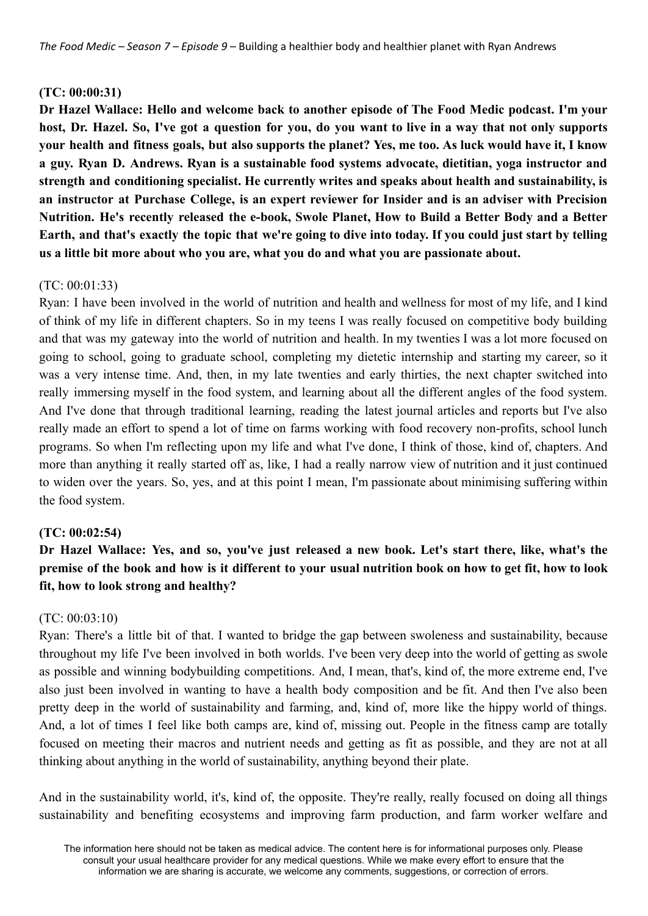**(TC: 00:00:31)**

**Dr Hazel Wallace: Hello and welcome back to another episode of The Food Medic podcast. I'm your host, Dr. Hazel. So, I've got a question for you, do you want to live in a way that not only supports your health and fitness goals, but also supports the planet? Yes, me too. As luck would have it, I know a guy. Ryan D. Andrews. Ryan is a sustainable food systems advocate, dietitian, yoga instructor and strength and conditioning specialist. He currently writes and speaks about health and sustainability, is an instructor at Purchase College, is an expert reviewer for Insider and is an adviser with Precision Nutrition. He's recently released the e-book, Swole Planet, How to Build a Better Body and a Better Earth, and that's exactly the topic that we're going to dive into today. If you could just start by telling us a little bit more about who you are, what you do and what you are passionate about.**

(TC: 00:01:33)

Ryan: I have been involved in the world of nutrition and health and wellness for most of my life, and I kind of think of my life in different chapters. So in my teens I was really focused on competitive body building and that was my gateway into the world of nutrition and health. In my twenties I was a lot more focused on going to school, going to graduate school, completing my dietetic internship and starting my career, so it was a very intense time. And, then, in my late twenties and early thirties, the next chapter switched into really immersing myself in the food system, and learning about all the different angles of the food system. And I've done that through traditional learning, reading the latest journal articles and reports but I've also really made an effort to spend a lot of time on farms working with food recovery non-profits, school lunch programs. So when I'm reflecting upon my life and what I've done, I think of those, kind of, chapters. And more than anything it really started off as, like, I had a really narrow view of nutrition and it just continued to widen over the years. So, yes, and at this point I mean, I'm passionate about minimising suffering within the food system.

**(TC: 00:02:54)**

**Dr Hazel Wallace: Yes, and so, you've just released a new book. Let's start there, like, what's the premise of the book and how is it different to your usual nutrition book on how to get fit, how to look fit, how to look strong and healthy?**

(TC: 00:03:10)

Ryan: There's a little bit of that. I wanted to bridge the gap between swoleness and sustainability, because throughout my life I've been involved in both worlds. I've been very deep into the world of getting as swole as possible and winning bodybuilding competitions. And, I mean, that's, kind of, the more extreme end, I've also just been involved in wanting to have a health body composition and be fit. And then I've also been pretty deep in the world of sustainability and farming, and, kind of, more like the hippy world of things. And, a lot of times I feel like both camps are, kind of, missing out. People in the fitness camp are totally focused on meeting their macros and nutrient needs and getting as fit as possible, and they are not at all thinking about anything in the world of sustainability, anything beyond their plate.

And in the sustainability world, it's, kind of, the opposite. They're really, really focused on doing all things sustainability and benefiting ecosystems and improving farm production, and farm worker welfare and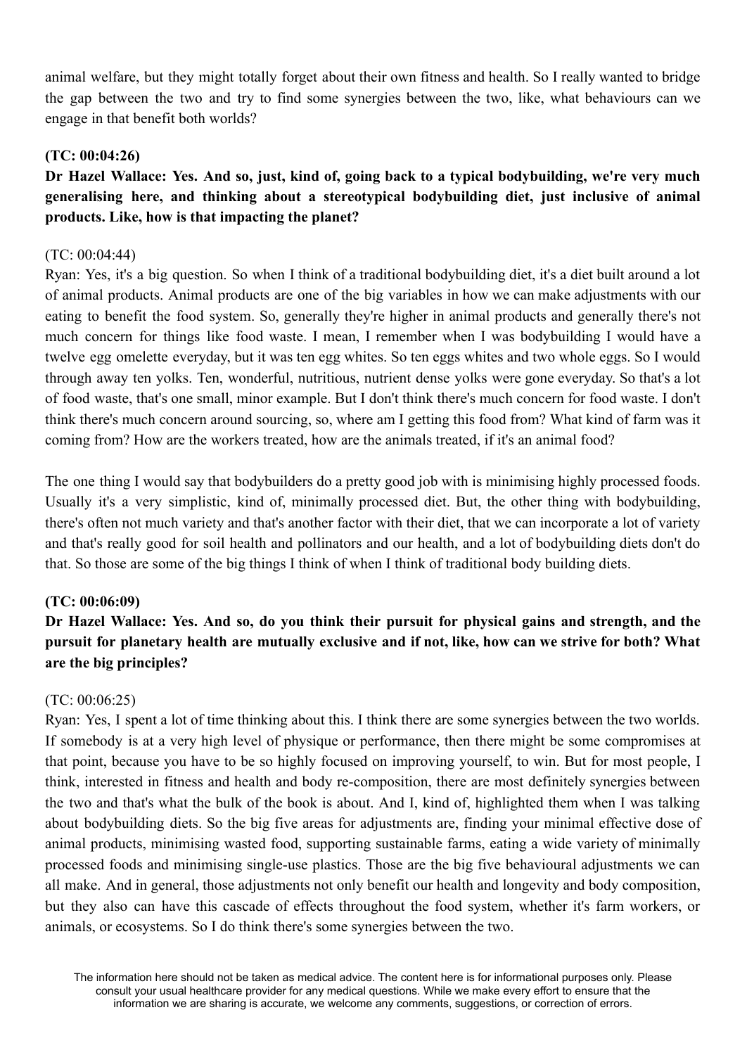animal welfare, but they might totally forget about their own fitness and health. So I really wanted to bridge the gap between the two and try to find some synergies between the two, like, what behaviours can we engage in that benefit both worlds?

**(TC: 00:04:26)**

**Dr Hazel Wallace: Yes. And so, just, kind of, going back to a typical bodybuilding, we're very much generalising here, and thinking about a stereotypical bodybuilding diet, just inclusive of animal products. Like, how is that impacting the planet?**

(TC: 00:04:44)

Ryan: Yes, it's a big question. So when I think of a traditional bodybuilding diet, it's a diet built around a lot of animal products. Animal products are one of the big variables in how we can make adjustments with our eating to benefit the food system. So, generally they're higher in animal products and generally there's not much concern for things like food waste. I mean, I remember when I was bodybuilding I would have a twelve egg omelette everyday, but it was ten egg whites. So ten eggs whites and two whole eggs. So I would through away ten yolks. Ten, wonderful, nutritious, nutrient dense yolks were gone everyday. So that's a lot of food waste, that's one small, minor example. But I don't think there's much concern for food waste. I don't think there's much concern around sourcing, so, where am I getting this food from? What kind of farm was it coming from? How are the workers treated, how are the animals treated, if it's an animal food?

The one thing I would say that bodybuilders do a pretty good job with is minimising highly processed foods. Usually it's a very simplistic, kind of, minimally processed diet. But, the other thing with bodybuilding, there's often not much variety and that's another factor with their diet, that we can incorporate a lot of variety and that's really good for soil health and pollinators and our health, and a lot of bodybuilding diets don't do that. So those are some of the big things I think of when I think of traditional body building diets.

**(TC: 00:06:09)**

**Dr Hazel Wallace: Yes. And so, do you think their pursuit for physical gains and strength, and the pursuit for planetary health are mutually exclusive and if not, like, how can we strive for both? What are the big principles?**

(TC: 00:06:25)

Ryan: Yes, I spent a lot of time thinking about this. I think there are some synergies between the two worlds. If somebody is at a very high level of physique or performance, then there might be some compromises at that point, because you have to be so highly focused on improving yourself, to win. But for most people, I think, interested in fitness and health and body re-composition, there are most definitely synergies between the two and that's what the bulk of the book is about. And I, kind of, highlighted them when I was talking about bodybuilding diets. So the big five areas for adjustments are, finding your minimal effective dose of animal products, minimising wasted food, supporting sustainable farms, eating a wide variety of minimally processed foods and minimising single-use plastics. Those are the big five behavioural adjustments we can all make. And in general, those adjustments not only benefit our health and longevity and body composition, but they also can have this cascade of effects throughout the food system, whether it's farm workers, or animals, or ecosystems. So I do think there's some synergies between the two.

The information here should not be taken as medical advice. The content here is for informational purposes only. Please consult your usual healthcare provider for any medical questions. While we make every effort to ensure that the information we are sharing is accurate, we welcome any comments, suggestions, or correction of errors.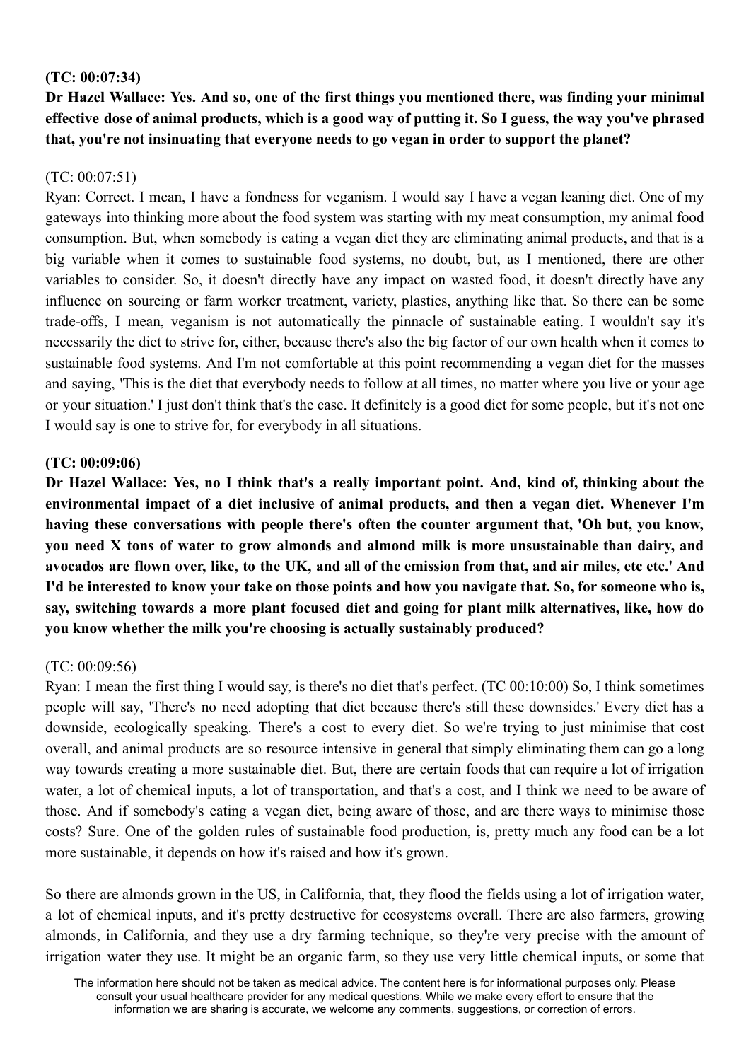**(TC: 00:07:34)**

**Dr Hazel Wallace: Yes. And so, one of the first things you mentioned there, was finding your minimal effective dose of animal products, which is a good way of putting it. So I guess, the way you've phrased that, you're not insinuating that everyone needs to go vegan in order to support the planet?**

(TC: 00:07:51)

Ryan: Correct. I mean, I have a fondness for veganism. I would say I have a vegan leaning diet. One of my gateways into thinking more about the food system was starting with my meat consumption, my animal food consumption. But, when somebody is eating a vegan diet they are eliminating animal products, and that is a big variable when it comes to sustainable food systems, no doubt, but, as I mentioned, there are other variables to consider. So, it doesn't directly have any impact on wasted food, it doesn't directly have any influence on sourcing or farm worker treatment, variety, plastics, anything like that. So there can be some trade-offs, I mean, veganism is not automatically the pinnacle of sustainable eating. I wouldn't say it's necessarily the diet to strive for, either, because there's also the big factor of our own health when it comes to sustainable food systems. And I'm not comfortable at this point recommending a vegan diet for the masses and saying, 'This is the diet that everybody needs to follow at all times, no matter where you live or your age or your situation.' I just don't think that's the case. It definitely is a good diet for some people, but it's not one I would say is one to strive for, for everybody in all situations.

**(TC: 00:09:06)**

**Dr Hazel Wallace: Yes, no I think that's a really important point. And, kind of, thinking about the environmental impact of a diet inclusive of animal products, and then a vegan diet. Whenever I'm having these conversations with people there's often the counter argument that, 'Oh but, you know, you need X tons of water to grow almonds and almond milk is more unsustainable than dairy, and avocados are flown over, like, to the UK, and all of the emission from that, and air miles, etc etc.' And I'd be interested to know your take on those points and how you navigate that. So, for someone who is, say, switching towards a more plant focused diet and going for plant milk alternatives, like, how do you know whether the milk you're choosing is actually sustainably produced?**

(TC: 00:09:56)

Ryan: I mean the first thing I would say, is there's no diet that's perfect. (TC 00:10:00) So, I think sometimes people will say, 'There's no need adopting that diet because there's still these downsides.' Every diet has a downside, ecologically speaking. There's a cost to every diet. So we're trying to just minimise that cost overall, and animal products are so resource intensive in general that simply eliminating them can go a long way towards creating a more sustainable diet. But, there are certain foods that can require a lot of irrigation water, a lot of chemical inputs, a lot of transportation, and that's a cost, and I think we need to be aware of those. And if somebody's eating a vegan diet, being aware of those, and are there ways to minimise those costs? Sure. One of the golden rules of sustainable food production, is, pretty much any food can be a lot more sustainable, it depends on how it's raised and how it's grown.

So there are almonds grown in the US, in California, that, they flood the fields using a lot of irrigation water, a lot of chemical inputs, and it's pretty destructive for ecosystems overall. There are also farmers, growing almonds, in California, and they use a dry farming technique, so they're very precise with the amount of irrigation water they use. It might be an organic farm, so they use very little chemical inputs, or some that

The information here should not be taken as medical advice. The content here is for informational purposes only. Please consult your usual healthcare provider for any medical questions. While we make every effort to ensure that the information we are sharing is accurate, we welcome any comments, suggestions, or correction of errors.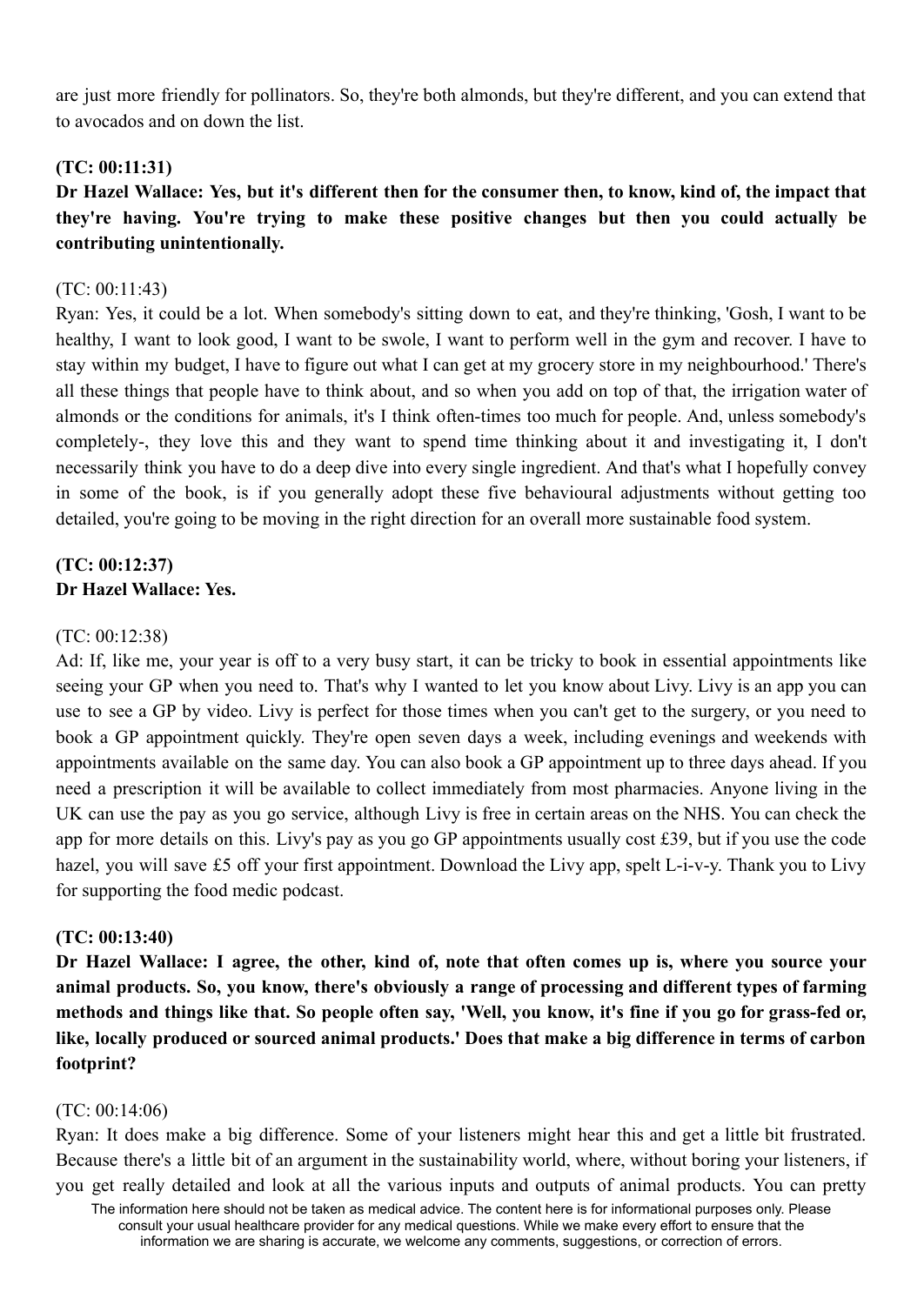are just more friendly for pollinators. So, they're both almonds, but they're different, and you can extend that to avocados and on down the list.

**(TC: 00:11:31)**
**Dr Hazel Wallace: Yes, but it's different then for the consumer then, to know, kind of, the impact that they're having. You're trying to make these positive changes but then you could actually be contributing unintentionally.**

(TC: 00:11:43)
Ryan: Yes, it could be a lot. When somebody's sitting down to eat, and they're thinking, 'Gosh, I want to be healthy, I want to look good, I want to be swole, I want to perform well in the gym and recover. I have to stay within my budget, I have to figure out what I can get at my grocery store in my neighbourhood.' There's all these things that people have to think about, and so when you add on top of that, the irrigation water of almonds or the conditions for animals, it's I think often-times too much for people. And, unless somebody's completely-, they love this and they want to spend time thinking about it and investigating it, I don't necessarily think you have to do a deep dive into every single ingredient. And that's what I hopefully convey in some of the book, is if you generally adopt these five behavioural adjustments without getting too detailed, you're going to be moving in the right direction for an overall more sustainable food system.

**(TC: 00:12:37)**
**Dr Hazel Wallace: Yes.**

(TC: 00:12:38)
Ad: If, like me, your year is off to a very busy start, it can be tricky to book in essential appointments like seeing your GP when you need to. That's why I wanted to let you know about Livy. Livy is an app you can use to see a GP by video. Livy is perfect for those times when you can't get to the surgery, or you need to book a GP appointment quickly. They're open seven days a week, including evenings and weekends with appointments available on the same day. You can also book a GP appointment up to three days ahead. If you need a prescription it will be available to collect immediately from most pharmacies. Anyone living in the UK can use the pay as you go service, although Livy is free in certain areas on the NHS. You can check the app for more details on this. Livy's pay as you go GP appointments usually cost £39, but if you use the code hazel, you will save £5 off your first appointment. Download the Livy app, spelt L-i-v-y. Thank you to Livy for supporting the food medic podcast.

**(TC: 00:13:40)**
**Dr Hazel Wallace: I agree, the other, kind of, note that often comes up is, where you source your animal products. So, you know, there's obviously a range of processing and different types of farming methods and things like that. So people often say, 'Well, you know, it's fine if you go for grass-fed or, like, locally produced or sourced animal products.' Does that make a big difference in terms of carbon footprint?**

(TC: 00:14:06)
Ryan: It does make a big difference. Some of your listeners might hear this and get a little bit frustrated. Because there's a little bit of an argument in the sustainability world, where, without boring your listeners, if you get really detailed and look at all the various inputs and outputs of animal products. You can pretty

The information here should not be taken as medical advice. The content here is for informational purposes only. Please consult your usual healthcare provider for any medical questions. While we make every effort to ensure that the information we are sharing is accurate, we welcome any comments, suggestions, or correction of errors.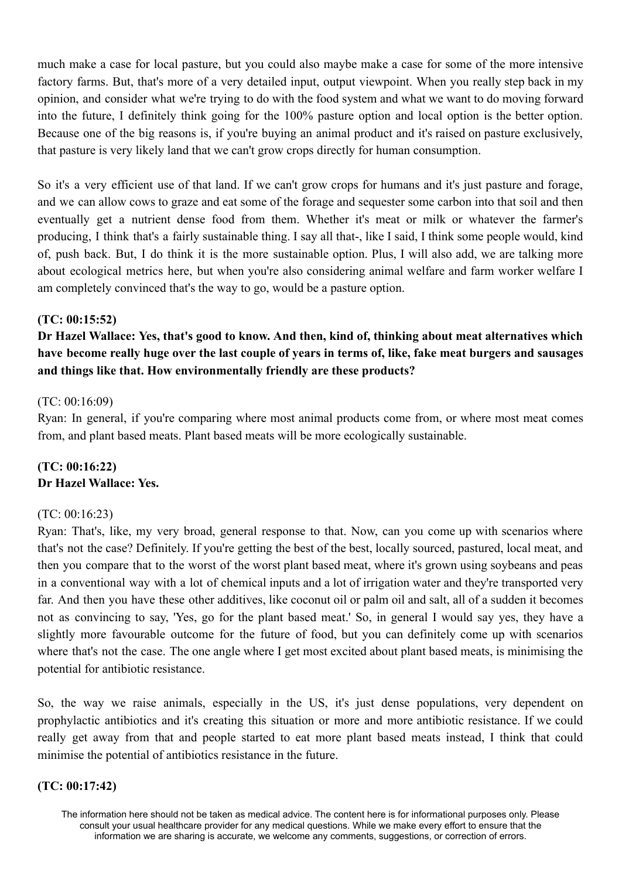much make a case for local pasture, but you could also maybe make a case for some of the more intensive factory farms. But, that's more of a very detailed input, output viewpoint. When you really step back in my opinion, and consider what we're trying to do with the food system and what we want to do moving forward into the future, I definitely think going for the 100% pasture option and local option is the better option. Because one of the big reasons is, if you're buying an animal product and it's raised on pasture exclusively, that pasture is very likely land that we can't grow crops directly for human consumption.

So it's a very efficient use of that land. If we can't grow crops for humans and it's just pasture and forage, and we can allow cows to graze and eat some of the forage and sequester some carbon into that soil and then eventually get a nutrient dense food from them. Whether it's meat or milk or whatever the farmer's producing, I think that's a fairly sustainable thing. I say all that-, like I said, I think some people would, kind of, push back. But, I do think it is the more sustainable option. Plus, I will also add, we are talking more about ecological metrics here, but when you're also considering animal welfare and farm worker welfare I am completely convinced that's the way to go, would be a pasture option.

**(TC: 00:15:52)**

**Dr Hazel Wallace: Yes, that's good to know. And then, kind of, thinking about meat alternatives which have become really huge over the last couple of years in terms of, like, fake meat burgers and sausages and things like that. How environmentally friendly are these products?**

(TC: 00:16:09)

Ryan: In general, if you're comparing where most animal products come from, or where most meat comes from, and plant based meats. Plant based meats will be more ecologically sustainable.

**(TC: 00:16:22)**

**Dr Hazel Wallace: Yes.**

(TC: 00:16:23)

Ryan: That's, like, my very broad, general response to that. Now, can you come up with scenarios where that's not the case? Definitely. If you're getting the best of the best, locally sourced, pastured, local meat, and then you compare that to the worst of the worst plant based meat, where it's grown using soybeans and peas in a conventional way with a lot of chemical inputs and a lot of irrigation water and they're transported very far. And then you have these other additives, like coconut oil or palm oil and salt, all of a sudden it becomes not as convincing to say, 'Yes, go for the plant based meat.' So, in general I would say yes, they have a slightly more favourable outcome for the future of food, but you can definitely come up with scenarios where that's not the case. The one angle where I get most excited about plant based meats, is minimising the potential for antibiotic resistance.

So, the way we raise animals, especially in the US, it's just dense populations, very dependent on prophylactic antibiotics and it's creating this situation or more and more antibiotic resistance. If we could really get away from that and people started to eat more plant based meats instead, I think that could minimise the potential of antibiotics resistance in the future.

**(TC: 00:17:42)**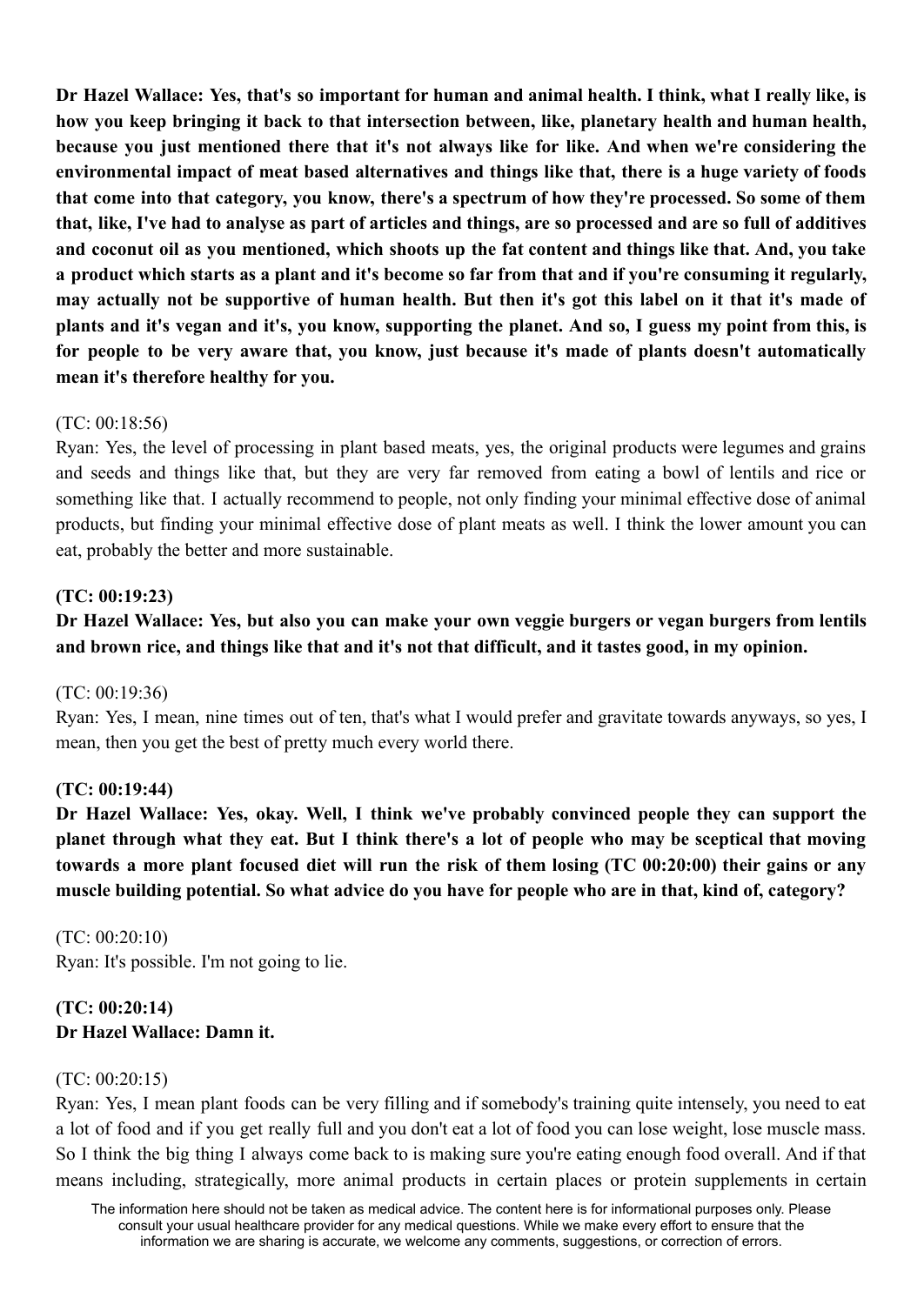**Dr Hazel Wallace: Yes, that's so important for human and animal health. I think, what I really like, is how you keep bringing it back to that intersection between, like, planetary health and human health, because you just mentioned there that it's not always like for like. And when we're considering the environmental impact of meat based alternatives and things like that, there is a huge variety of foods that come into that category, you know, there's a spectrum of how they're processed. So some of them that, like, I've had to analyse as part of articles and things, are so processed and are so full of additives and coconut oil as you mentioned, which shoots up the fat content and things like that. And, you take a product which starts as a plant and it's become so far from that and if you're consuming it regularly, may actually not be supportive of human health. But then it's got this label on it that it's made of plants and it's vegan and it's, you know, supporting the planet. And so, I guess my point from this, is for people to be very aware that, you know, just because it's made of plants doesn't automatically mean it's therefore healthy for you.**

(TC: 00:18:56)

Ryan: Yes, the level of processing in plant based meats, yes, the original products were legumes and grains and seeds and things like that, but they are very far removed from eating a bowl of lentils and rice or something like that. I actually recommend to people, not only finding your minimal effective dose of animal products, but finding your minimal effective dose of plant meats as well. I think the lower amount you can eat, probably the better and more sustainable.

**(TC: 00:19:23)**

**Dr Hazel Wallace: Yes, but also you can make your own veggie burgers or vegan burgers from lentils and brown rice, and things like that and it's not that difficult, and it tastes good, in my opinion.**

(TC: 00:19:36)

Ryan: Yes, I mean, nine times out of ten, that's what I would prefer and gravitate towards anyways, so yes, I mean, then you get the best of pretty much every world there.

**(TC: 00:19:44)**

**Dr Hazel Wallace: Yes, okay. Well, I think we've probably convinced people they can support the planet through what they eat. But I think there's a lot of people who may be sceptical that moving towards a more plant focused diet will run the risk of them losing (TC 00:20:00) their gains or any muscle building potential. So what advice do you have for people who are in that, kind of, category?**

(TC: 00:20:10)

Ryan: It's possible. I'm not going to lie.

**(TC: 00:20:14)**

**Dr Hazel Wallace: Damn it.**

(TC: 00:20:15)

Ryan: Yes, I mean plant foods can be very filling and if somebody's training quite intensely, you need to eat a lot of food and if you get really full and you don't eat a lot of food you can lose weight, lose muscle mass. So I think the big thing I always come back to is making sure you're eating enough food overall. And if that means including, strategically, more animal products in certain places or protein supplements in certain

The information here should not be taken as medical advice. The content here is for informational purposes only. Please consult your usual healthcare provider for any medical questions. While we make every effort to ensure that the information we are sharing is accurate, we welcome any comments, suggestions, or correction of errors.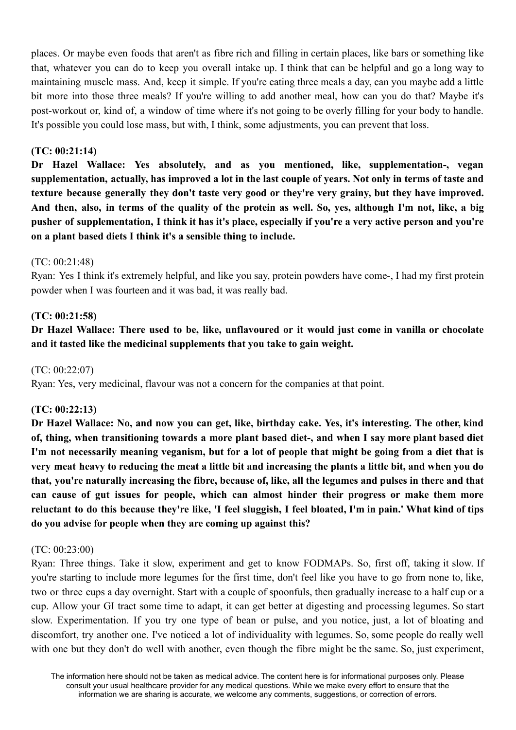places. Or maybe even foods that aren't as fibre rich and filling in certain places, like bars or something like that, whatever you can do to keep you overall intake up. I think that can be helpful and go a long way to maintaining muscle mass. And, keep it simple. If you're eating three meals a day, can you maybe add a little bit more into those three meals? If you're willing to add another meal, how can you do that? Maybe it's post-workout or, kind of, a window of time where it's not going to be overly filling for your body to handle. It's possible you could lose mass, but with, I think, some adjustments, you can prevent that loss.

**(TC: 00:21:14)**

**Dr Hazel Wallace: Yes absolutely, and as you mentioned, like, supplementation-, vegan supplementation, actually, has improved a lot in the last couple of years. Not only in terms of taste and texture because generally they don't taste very good or they're very grainy, but they have improved. And then, also, in terms of the quality of the protein as well. So, yes, although I'm not, like, a big pusher of supplementation, I think it has it's place, especially if you're a very active person and you're on a plant based diets I think it's a sensible thing to include.**

(TC: 00:21:48)

Ryan: Yes I think it's extremely helpful, and like you say, protein powders have come-, I had my first protein powder when I was fourteen and it was bad, it was really bad.

**(TC: 00:21:58)**

**Dr Hazel Wallace: There used to be, like, unflavoured or it would just come in vanilla or chocolate and it tasted like the medicinal supplements that you take to gain weight.**

(TC: 00:22:07)

Ryan: Yes, very medicinal, flavour was not a concern for the companies at that point.

**(TC: 00:22:13)**

**Dr Hazel Wallace: No, and now you can get, like, birthday cake. Yes, it's interesting. The other, kind of, thing, when transitioning towards a more plant based diet-, and when I say more plant based diet I'm not necessarily meaning veganism, but for a lot of people that might be going from a diet that is very meat heavy to reducing the meat a little bit and increasing the plants a little bit, and when you do that, you're naturally increasing the fibre, because of, like, all the legumes and pulses in there and that can cause of gut issues for people, which can almost hinder their progress or make them more reluctant to do this because they're like, 'I feel sluggish, I feel bloated, I'm in pain.' What kind of tips do you advise for people when they are coming up against this?**

(TC: 00:23:00)

Ryan: Three things. Take it slow, experiment and get to know FODMAPs. So, first off, taking it slow. If you're starting to include more legumes for the first time, don't feel like you have to go from none to, like, two or three cups a day overnight. Start with a couple of spoonfuls, then gradually increase to a half cup or a cup. Allow your GI tract some time to adapt, it can get better at digesting and processing legumes. So start slow. Experimentation. If you try one type of bean or pulse, and you notice, just, a lot of bloating and discomfort, try another one. I've noticed a lot of individuality with legumes. So, some people do really well with one but they don't do well with another, even though the fibre might be the same. So, just experiment,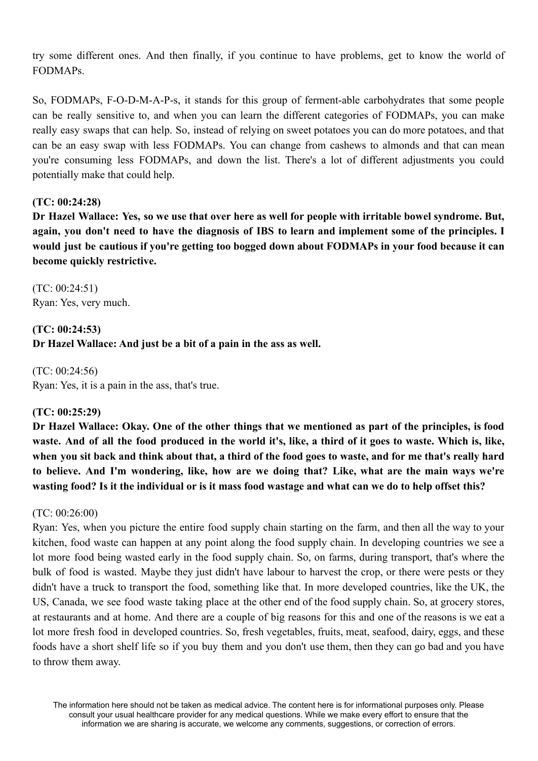try some different ones. And then finally, if you continue to have problems, get to know the world of FODMAPs.

So, FODMAPs, F-O-D-M-A-P-s, it stands for this group of ferment-able carbohydrates that some people can be really sensitive to, and when you can learn the different categories of FODMAPs, you can make really easy swaps that can help. So, instead of relying on sweet potatoes you can do more potatoes, and that can be an easy swap with less FODMAPs. You can change from cashews to almonds and that can mean you're consuming less FODMAPs, and down the list. There's a lot of different adjustments you could potentially make that could help.

**(TC: 00:24:28)**
**Dr Hazel Wallace: Yes, so we use that over here as well for people with irritable bowel syndrome. But, again, you don't need to have the diagnosis of IBS to learn and implement some of the principles. I would just be cautious if you're getting too bogged down about FODMAPs in your food because it can become quickly restrictive.**

(TC: 00:24:51)
Ryan: Yes, very much.

**(TC: 00:24:53)**
**Dr Hazel Wallace: And just be a bit of a pain in the ass as well.**

(TC: 00:24:56)
Ryan: Yes, it is a pain in the ass, that's true.

**(TC: 00:25:29)**
**Dr Hazel Wallace: Okay. One of the other things that we mentioned as part of the principles, is food waste. And of all the food produced in the world it's, like, a third of it goes to waste. Which is, like, when you sit back and think about that, a third of the food goes to waste, and for me that's really hard to believe. And I'm wondering, like, how are we doing that? Like, what are the main ways we're wasting food? Is it the individual or is it mass food wastage and what can we do to help offset this?**

(TC: 00:26:00)
Ryan: Yes, when you picture the entire food supply chain starting on the farm, and then all the way to your kitchen, food waste can happen at any point along the food supply chain. In developing countries we see a lot more food being wasted early in the food supply chain. So, on farms, during transport, that's where the bulk of food is wasted. Maybe they just didn't have labour to harvest the crop, or there were pests or they didn't have a truck to transport the food, something like that. In more developed countries, like the UK, the US, Canada, we see food waste taking place at the other end of the food supply chain. So, at grocery stores, at restaurants and at home. And there are a couple of big reasons for this and one of the reasons is we eat a lot more fresh food in developed countries. So, fresh vegetables, fruits, meat, seafood, dairy, eggs, and these foods have a short shelf life so if you buy them and you don't use them, then they can go bad and you have to throw them away.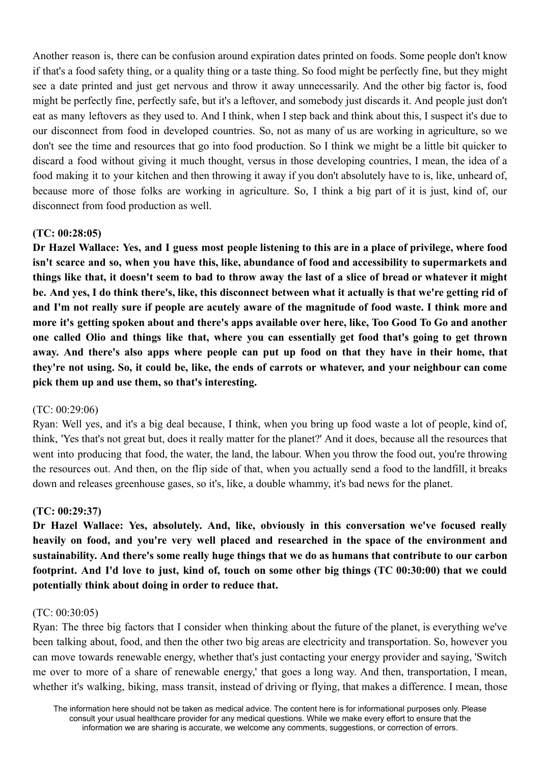Another reason is, there can be confusion around expiration dates printed on foods. Some people don't know if that's a food safety thing, or a quality thing or a taste thing. So food might be perfectly fine, but they might see a date printed and just get nervous and throw it away unnecessarily. And the other big factor is, food might be perfectly fine, perfectly safe, but it's a leftover, and somebody just discards it. And people just don't eat as many leftovers as they used to. And I think, when I step back and think about this, I suspect it's due to our disconnect from food in developed countries. So, not as many of us are working in agriculture, so we don't see the time and resources that go into food production. So I think we might be a little bit quicker to discard a food without giving it much thought, versus in those developing countries, I mean, the idea of a food making it to your kitchen and then throwing it away if you don't absolutely have to is, like, unheard of, because more of those folks are working in agriculture. So, I think a big part of it is just, kind of, our disconnect from food production as well.

**(TC: 00:28:05)**

**Dr Hazel Wallace: Yes, and I guess most people listening to this are in a place of privilege, where food isn't scarce and so, when you have this, like, abundance of food and accessibility to supermarkets and things like that, it doesn't seem to bad to throw away the last of a slice of bread or whatever it might be. And yes, I do think there's, like, this disconnect between what it actually is that we're getting rid of and I'm not really sure if people are acutely aware of the magnitude of food waste. I think more and more it's getting spoken about and there's apps available over here, like, Too Good To Go and another one called Olio and things like that, where you can essentially get food that's going to get thrown away. And there's also apps where people can put up food on that they have in their home, that they're not using. So, it could be, like, the ends of carrots or whatever, and your neighbour can come pick them up and use them, so that's interesting.**

(TC: 00:29:06)

Ryan: Well yes, and it's a big deal because, I think, when you bring up food waste a lot of people, kind of, think, 'Yes that's not great but, does it really matter for the planet?' And it does, because all the resources that went into producing that food, the water, the land, the labour. When you throw the food out, you're throwing the resources out. And then, on the flip side of that, when you actually send a food to the landfill, it breaks down and releases greenhouse gases, so it's, like, a double whammy, it's bad news for the planet.

**(TC: 00:29:37)**

**Dr Hazel Wallace: Yes, absolutely. And, like, obviously in this conversation we've focused really heavily on food, and you're very well placed and researched in the space of the environment and sustainability. And there's some really huge things that we do as humans that contribute to our carbon footprint. And I'd love to just, kind of, touch on some other big things (TC 00:30:00) that we could potentially think about doing in order to reduce that.**

(TC: 00:30:05)

Ryan: The three big factors that I consider when thinking about the future of the planet, is everything we've been talking about, food, and then the other two big areas are electricity and transportation. So, however you can move towards renewable energy, whether that's just contacting your energy provider and saying, 'Switch me over to more of a share of renewable energy,' that goes a long way. And then, transportation, I mean, whether it's walking, biking, mass transit, instead of driving or flying, that makes a difference. I mean, those

The information here should not be taken as medical advice. The content here is for informational purposes only. Please consult your usual healthcare provider for any medical questions. While we make every effort to ensure that the information we are sharing is accurate, we welcome any comments, suggestions, or correction of errors.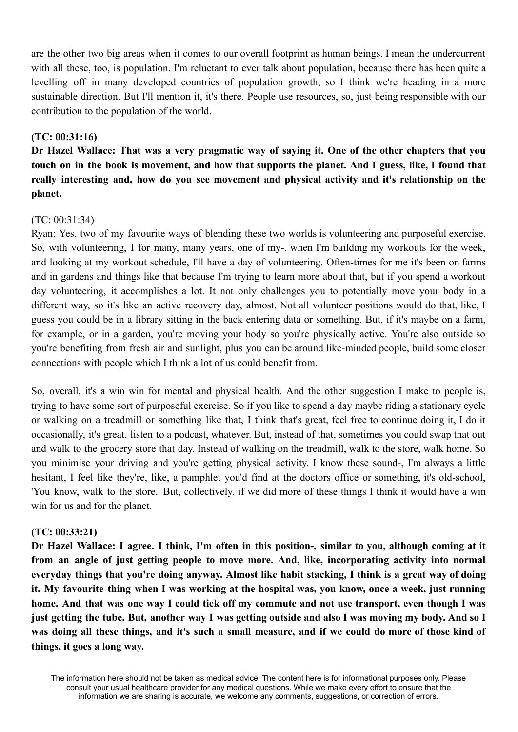are the other two big areas when it comes to our overall footprint as human beings. I mean the undercurrent with all these, too, is population. I'm reluctant to ever talk about population, because there has been quite a levelling off in many developed countries of population growth, so I think we're heading in a more sustainable direction. But I'll mention it, it's there. People use resources, so, just being responsible with our contribution to the population of the world.

**(TC: 00:31:16)**
**Dr Hazel Wallace: That was a very pragmatic way of saying it. One of the other chapters that you touch on in the book is movement, and how that supports the planet. And I guess, like, I found that really interesting and, how do you see movement and physical activity and it's relationship on the planet.**

(TC: 00:31:34)
Ryan: Yes, two of my favourite ways of blending these two worlds is volunteering and purposeful exercise. So, with volunteering, I for many, many years, one of my-, when I'm building my workouts for the week, and looking at my workout schedule, I'll have a day of volunteering. Often-times for me it's been on farms and in gardens and things like that because I'm trying to learn more about that, but if you spend a workout day volunteering, it accomplishes a lot. It not only challenges you to potentially move your body in a different way, so it's like an active recovery day, almost. Not all volunteer positions would do that, like, I guess you could be in a library sitting in the back entering data or something. But, if it's maybe on a farm, for example, or in a garden, you're moving your body so you're physically active. You're also outside so you're benefiting from fresh air and sunlight, plus you can be around like-minded people, build some closer connections with people which I think a lot of us could benefit from.

So, overall, it's a win win for mental and physical health. And the other suggestion I make to people is, trying to have some sort of purposeful exercise. So if you like to spend a day maybe riding a stationary cycle or walking on a treadmill or something like that, I think that's great, feel free to continue doing it, I do it occasionally, it's great, listen to a podcast, whatever. But, instead of that, sometimes you could swap that out and walk to the grocery store that day. Instead of walking on the treadmill, walk to the store, walk home. So you minimise your driving and you're getting physical activity. I know these sound-, I'm always a little hesitant, I feel like they're, like, a pamphlet you'd find at the doctors office or something, it's old-school, 'You know, walk to the store.' But, collectively, if we did more of these things I think it would have a win win for us and for the planet.

**(TC: 00:33:21)**
**Dr Hazel Wallace: I agree. I think, I'm often in this position-, similar to you, although coming at it from an angle of just getting people to move more. And, like, incorporating activity into normal everyday things that you're doing anyway. Almost like habit stacking, I think is a great way of doing it. My favourite thing when I was working at the hospital was, you know, once a week, just running home. And that was one way I could tick off my commute and not use transport, even though I was just getting the tube. But, another way I was getting outside and also I was moving my body. And so I was doing all these things, and it's such a small measure, and if we could do more of those kind of things, it goes a long way.**

The information here should not be taken as medical advice. The content here is for informational purposes only. Please consult your usual healthcare provider for any medical questions. While we make every effort to ensure that the information we are sharing is accurate, we welcome any comments, suggestions, or correction of errors.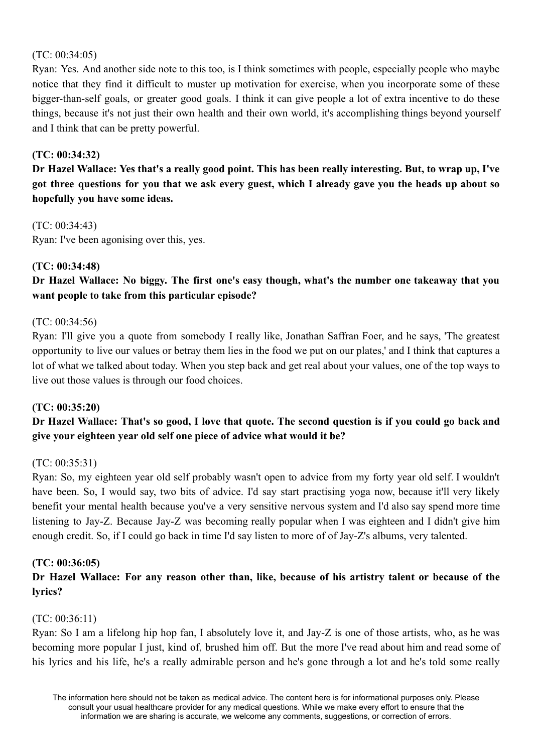(TC: 00:34:05)
Ryan: Yes. And another side note to this too, is I think sometimes with people, especially people who maybe notice that they find it difficult to muster up motivation for exercise, when you incorporate some of these bigger-than-self goals, or greater good goals. I think it can give people a lot of extra incentive to do these things, because it's not just their own health and their own world, it's accomplishing things beyond yourself and I think that can be pretty powerful.

**(TC: 00:34:32)**
**Dr Hazel Wallace: Yes that's a really good point. This has been really interesting. But, to wrap up, I've got three questions for you that we ask every guest, which I already gave you the heads up about so hopefully you have some ideas.**

(TC: 00:34:43)
Ryan: I've been agonising over this, yes.

**(TC: 00:34:48)**
**Dr Hazel Wallace: No biggy. The first one's easy though, what's the number one takeaway that you want people to take from this particular episode?**

(TC: 00:34:56)
Ryan: I'll give you a quote from somebody I really like, Jonathan Saffran Foer, and he says, 'The greatest opportunity to live our values or betray them lies in the food we put on our plates,' and I think that captures a lot of what we talked about today. When you step back and get real about your values, one of the top ways to live out those values is through our food choices.

**(TC: 00:35:20)**
**Dr Hazel Wallace: That's so good, I love that quote. The second question is if you could go back and give your eighteen year old self one piece of advice what would it be?**

(TC: 00:35:31)
Ryan: So, my eighteen year old self probably wasn't open to advice from my forty year old self. I wouldn't have been. So, I would say, two bits of advice. I'd say start practising yoga now, because it'll very likely benefit your mental health because you've a very sensitive nervous system and I'd also say spend more time listening to Jay-Z. Because Jay-Z was becoming really popular when I was eighteen and I didn't give him enough credit. So, if I could go back in time I'd say listen to more of of Jay-Z's albums, very talented.

**(TC: 00:36:05)**
**Dr Hazel Wallace: For any reason other than, like, because of his artistry talent or because of the lyrics?**

(TC: 00:36:11)
Ryan: So I am a lifelong hip hop fan, I absolutely love it, and Jay-Z is one of those artists, who, as he was becoming more popular I just, kind of, brushed him off. But the more I've read about him and read some of his lyrics and his life, he's a really admirable person and he's gone through a lot and he's told some really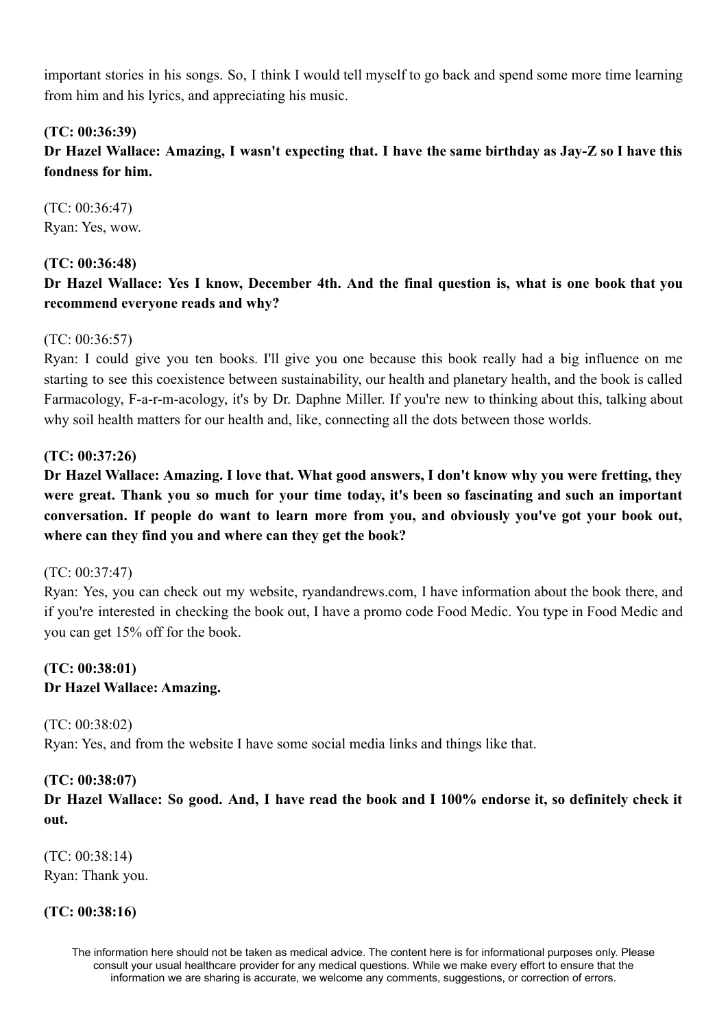important stories in his songs. So, I think I would tell myself to go back and spend some more time learning from him and his lyrics, and appreciating his music.

**(TC: 00:36:39)**
**Dr Hazel Wallace: Amazing, I wasn't expecting that. I have the same birthday as Jay-Z so I have this fondness for him.**

(TC: 00:36:47)
Ryan: Yes, wow.

**(TC: 00:36:48)**
**Dr Hazel Wallace: Yes I know, December 4th. And the final question is, what is one book that you recommend everyone reads and why?**

(TC: 00:36:57)
Ryan: I could give you ten books. I'll give you one because this book really had a big influence on me starting to see this coexistence between sustainability, our health and planetary health, and the book is called Farmacology, F-a-r-m-acology, it's by Dr. Daphne Miller. If you're new to thinking about this, talking about why soil health matters for our health and, like, connecting all the dots between those worlds.

**(TC: 00:37:26)**
**Dr Hazel Wallace: Amazing. I love that. What good answers, I don't know why you were fretting, they were great. Thank you so much for your time today, it's been so fascinating and such an important conversation. If people do want to learn more from you, and obviously you've got your book out, where can they find you and where can they get the book?**

(TC: 00:37:47)
Ryan: Yes, you can check out my website, ryandandrews.com, I have information about the book there, and if you're interested in checking the book out, I have a promo code Food Medic. You type in Food Medic and you can get 15% off for the book.

**(TC: 00:38:01)**
**Dr Hazel Wallace: Amazing.**

(TC: 00:38:02)
Ryan: Yes, and from the website I have some social media links and things like that.

**(TC: 00:38:07)**
**Dr Hazel Wallace: So good. And, I have read the book and I 100% endorse it, so definitely check it out.**

(TC: 00:38:14)
Ryan: Thank you.

**(TC: 00:38:16)**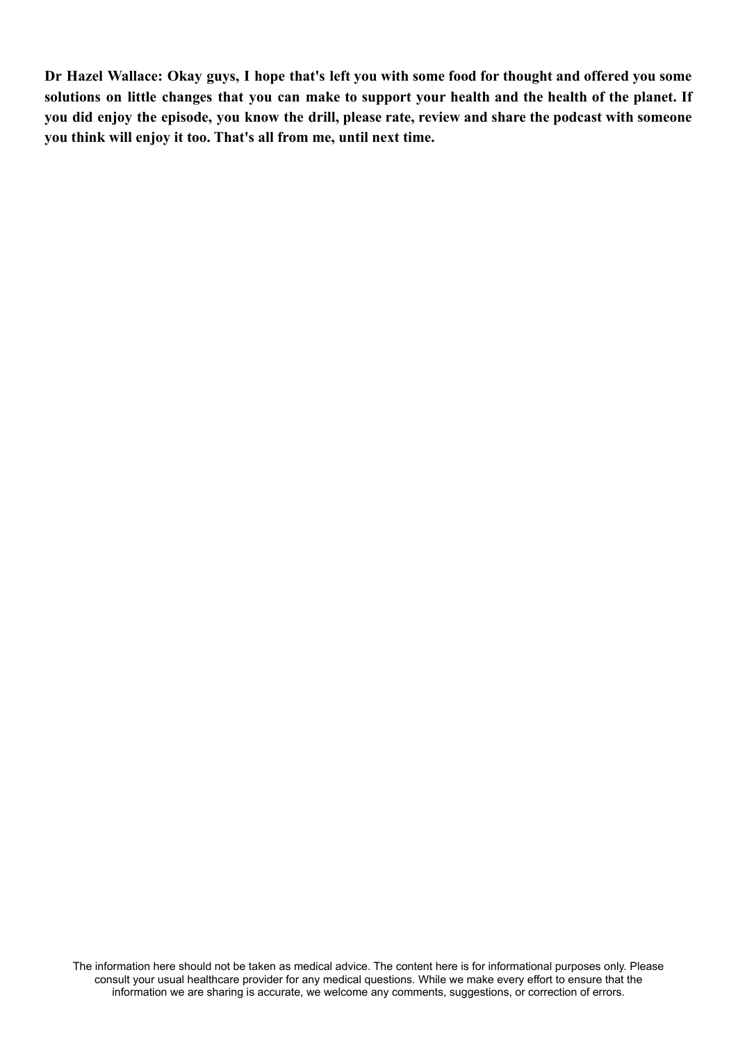**Dr Hazel Wallace: Okay guys, I hope that's left you with some food for thought and offered you some solutions on little changes that you can make to support your health and the health of the planet. If you did enjoy the episode, you know the drill, please rate, review and share the podcast with someone you think will enjoy it too. That's all from me, until next time.**

The information here should not be taken as medical advice. The content here is for informational purposes only. Please consult your usual healthcare provider for any medical questions. While we make every effort to ensure that the information we are sharing is accurate, we welcome any comments, suggestions, or correction of errors.